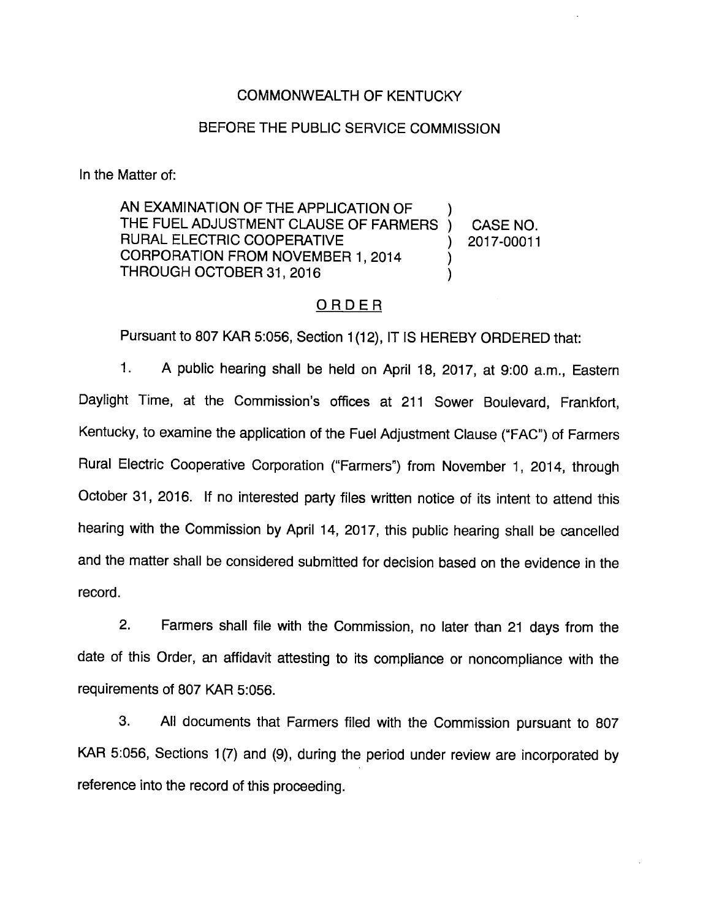COMMONWEALTH OF KENTUCKY

BEFORE THE PUBLIC SERVICE COMMISSION

In the Matter of:

| | | |
|---|---|---|
| AN EXAMINATION OF THE APPLICATION OF THE FUEL ADJUSTMENT CLAUSE OF FARMERS RURAL ELECTRIC COOPERATIVE CORPORATION FROM NOVEMBER 1, 2014 THROUGH OCTOBER 31, 2016 | ) | CASE NO. 2017-00011 |

## ORDER

Pursuant to 807 KAR 5:056, Section 1(12), IT IS HEREBY ORDERED that:

1. A public hearing shall be held on April 18, 2017, at 9:00 a.m., Eastern Daylight Time, at the Commission's offices at 211 Sower Boulevard, Frankfort, Kentucky, to examine the application of the Fuel Adjustment Clause ("FAC") of Farmers Rural Electric Cooperative Corporation ("Farmers") from November 1, 2014, through October 31, 2016. If no interested party files written notice of its intent to attend this hearing with the Commission by April 14, 2017, this public hearing shall be cancelled and the matter shall be considered submitted for decision based on the evidence in the record.

2. Farmers shall file with the Commission, no later than 21 days from the date of this Order, an affidavit attesting to its compliance or noncompliance with the requirements of 807 KAR 5:056.

3. All documents that Farmers filed with the Commission pursuant to 807 KAR 5:056, Sections 1(7) and (9), during the period under review are incorporated by reference into the record of this proceeding.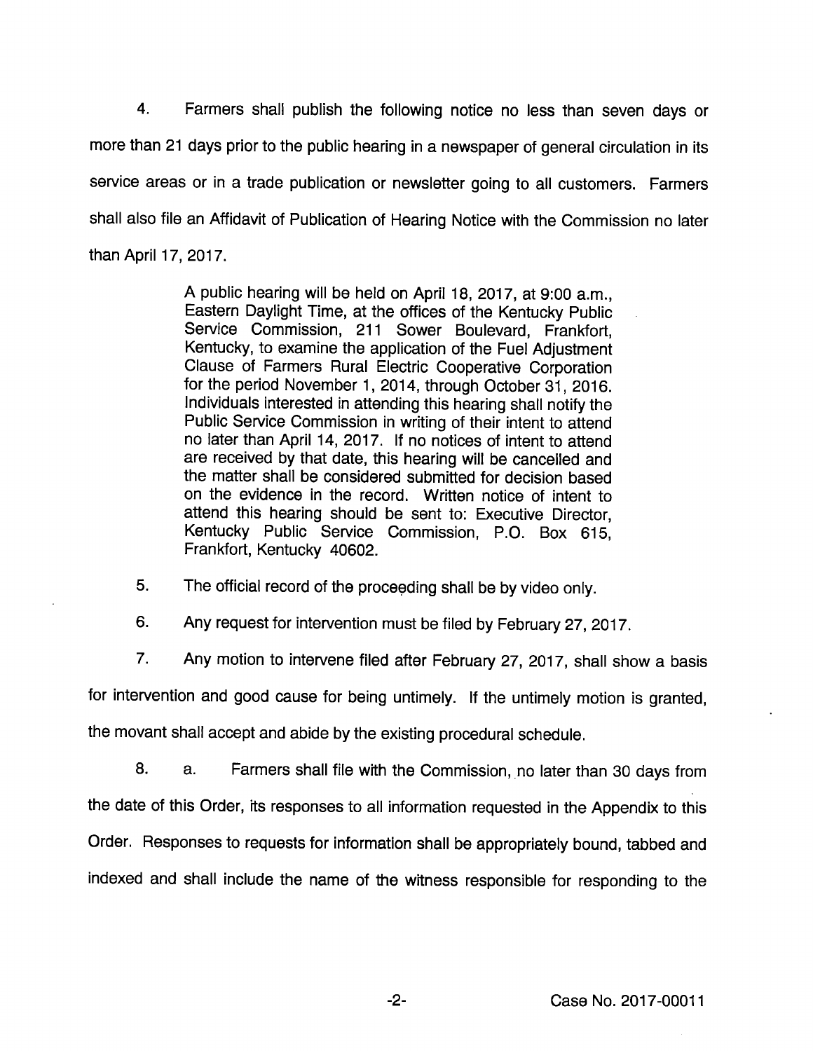4. Farmers shall publish the following notice no less than seven days or more than 21 days prior to the public hearing in a newspaper of general circulation in its service areas or in a trade publication or newsletter going to all customers. Farmers shall also file an Affidavit of Publication of Hearing Notice with the Commission no later than April 17, 2017.

> A public hearing will be held on April 18, 2017, at 9:00 a.m., Eastern Daylight Time, at the offices of the Kentucky Public Service Commission, 211 Sower Boulevard, Frankfort, Kentucky, to examine the application of the Fuel Adjustment Clause of Farmers Rural Electric Cooperative Corporation for the period November 1, 2014, through October 31, 2016. Individuals interested in attending this hearing shall notify the Public Service Commission in writing of their intent to attend no later than April 14, 2017. If no notices of intent to attend are received by that date, this hearing will be cancelled and the matter shall be considered submitted for decision based on the evidence in the record. Written notice of intent to attend this hearing should be sent to: Executive Director, Kentucky Public Service Commission, P.O. Box 615, Frankfort, Kentucky 40602.

5. The official record of the proceeding shall be by video only.

6. Any request for intervention must be filed by February 27, 2017.

7. Any motion to intervene filed after February 27, 2017, shall show a basis for intervention and good cause for being untimely. If the untimely motion is granted, the movant shall accept and abide by the existing procedural schedule.

8. a. Farmers shall file with the Commission, no later than 30 days from the date of this Order, its responses to all information requested in the Appendix to this Order. Responses to requests for information shall be appropriately bound, tabbed and indexed and shall include the name of the witness responsible for responding to the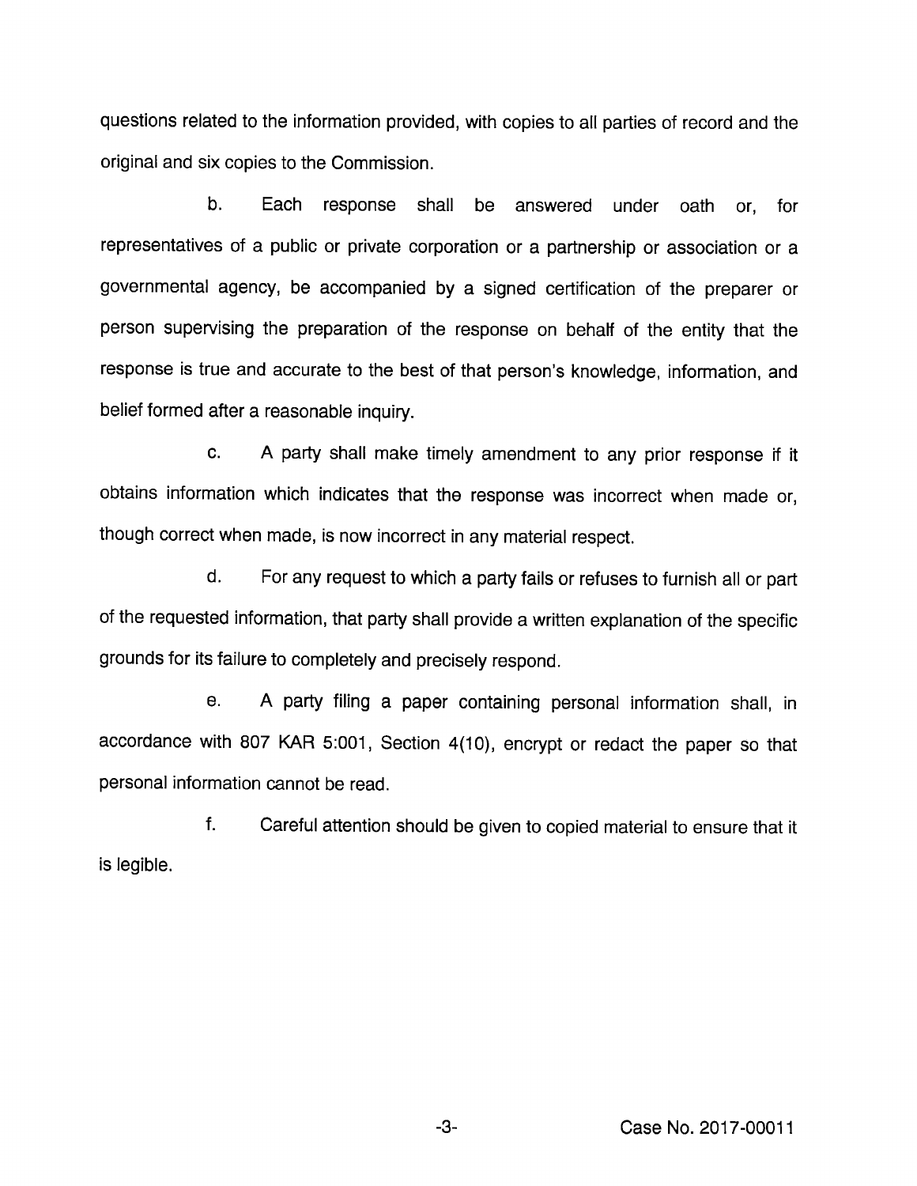questions related to the information provided, with copies to all parties of record and the original and six copies to the Commission.

b. Each response shall be answered under oath or, for representatives of a public or private corporation or a partnership or association or a governmental agency, be accompanied by a signed certification of the preparer or person supervising the preparation of the response on behalf of the entity that the response is true and accurate to the best of that person's knowledge, information, and belief formed after a reasonable inquiry.

c. A party shall make timely amendment to any prior response if it obtains information which indicates that the response was incorrect when made or, though correct when made, is now incorrect in any material respect.

d. For any request to which a party fails or refuses to furnish all or part of the requested information, that party shall provide a written explanation of the specific grounds for its failure to completely and precisely respond.

e. A party filing a paper containing personal information shall, in accordance with 807 KAR 5:001, Section 4(10), encrypt or redact the paper so that personal information cannot be read.

f. Careful attention should be given to copied material to ensure that it is legible.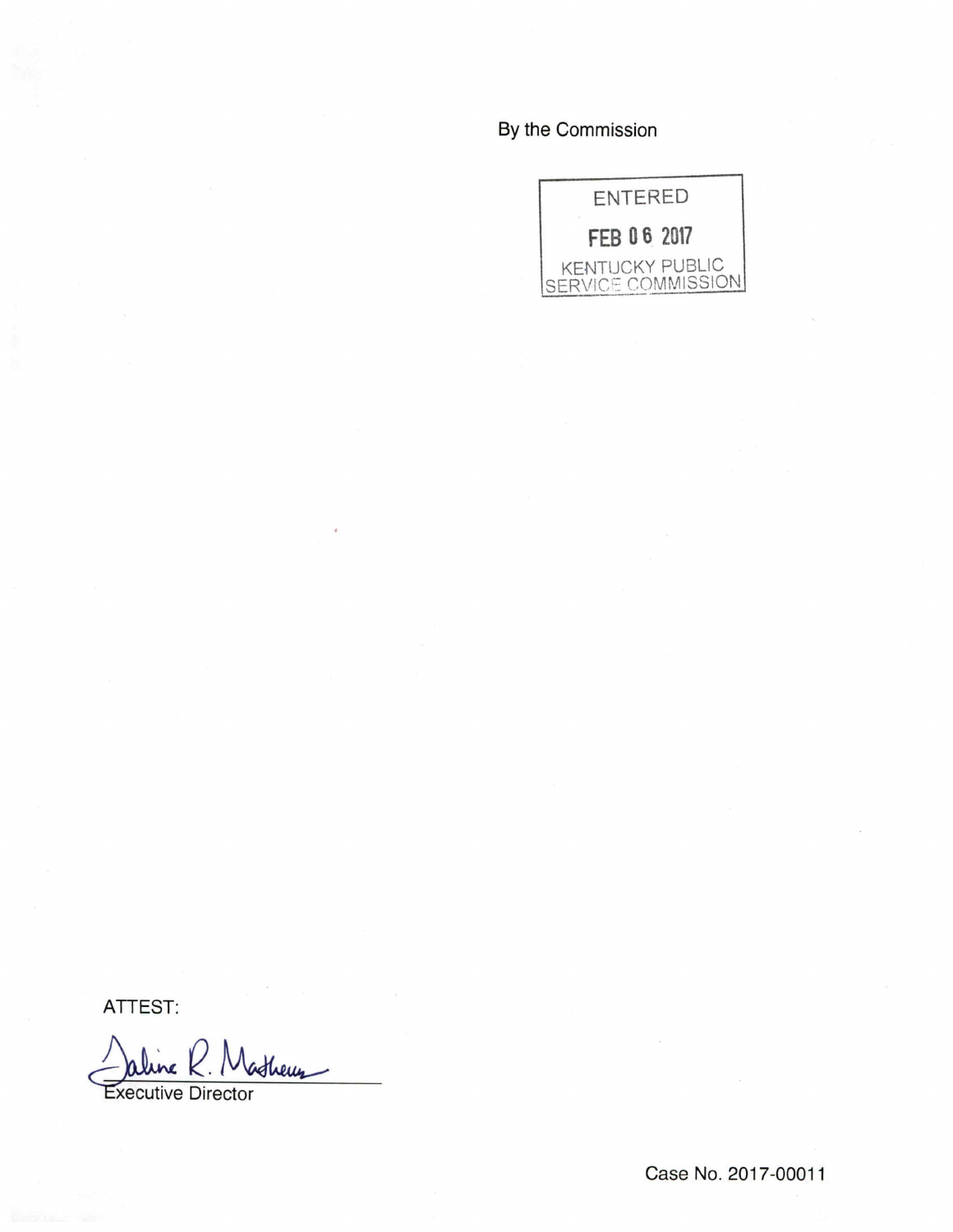By the Commission

ENTERED

FEB 06 2017

KENTUCKY PUBLIC SERVICE COMMISSION

ATTEST:

Executive Director

Case No. 2017-00011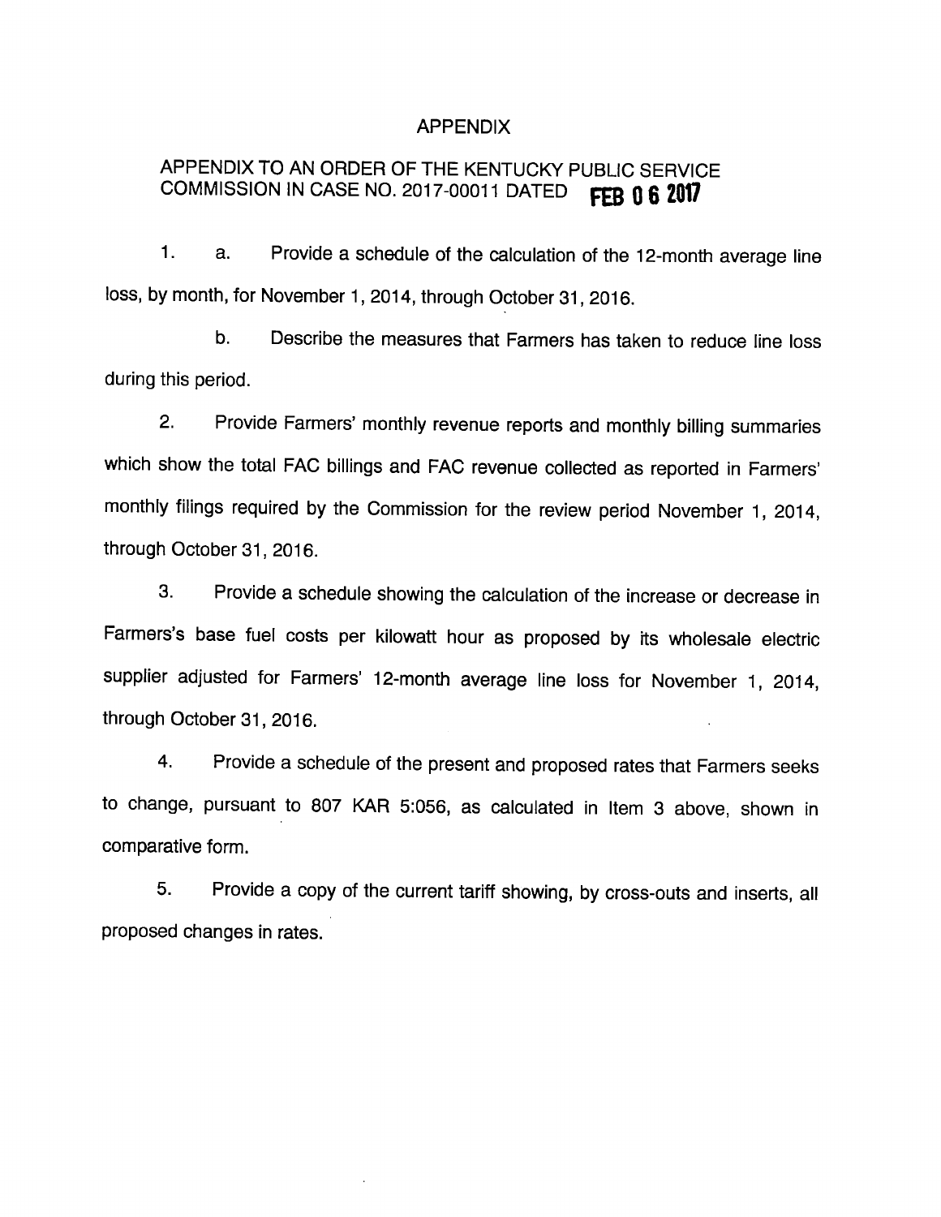# APPENDIX

## APPENDIX TO AN ORDER OF THE KENTUCKY PUBLIC SERVICE COMMISSION IN CASE NO. 2017-00011 DATED FEB 06 2017

1. a. Provide a schedule of the calculation of the 12-month average line loss, by month, for November 1, 2014, through October 31, 2016.

   b. Describe the measures that Farmers has taken to reduce line loss during this period.

2. Provide Farmers' monthly revenue reports and monthly billing summaries which show the total FAC billings and FAC revenue collected as reported in Farmers' monthly filings required by the Commission for the review period November 1, 2014, through October 31, 2016.

3. Provide a schedule showing the calculation of the increase or decrease in Farmers's base fuel costs per kilowatt hour as proposed by its wholesale electric supplier adjusted for Farmers' 12-month average line loss for November 1, 2014, through October 31, 2016.

4. Provide a schedule of the present and proposed rates that Farmers seeks to change, pursuant to 807 KAR 5:056, as calculated in Item 3 above, shown in comparative form.

5. Provide a copy of the current tariff showing, by cross-outs and inserts, all proposed changes in rates.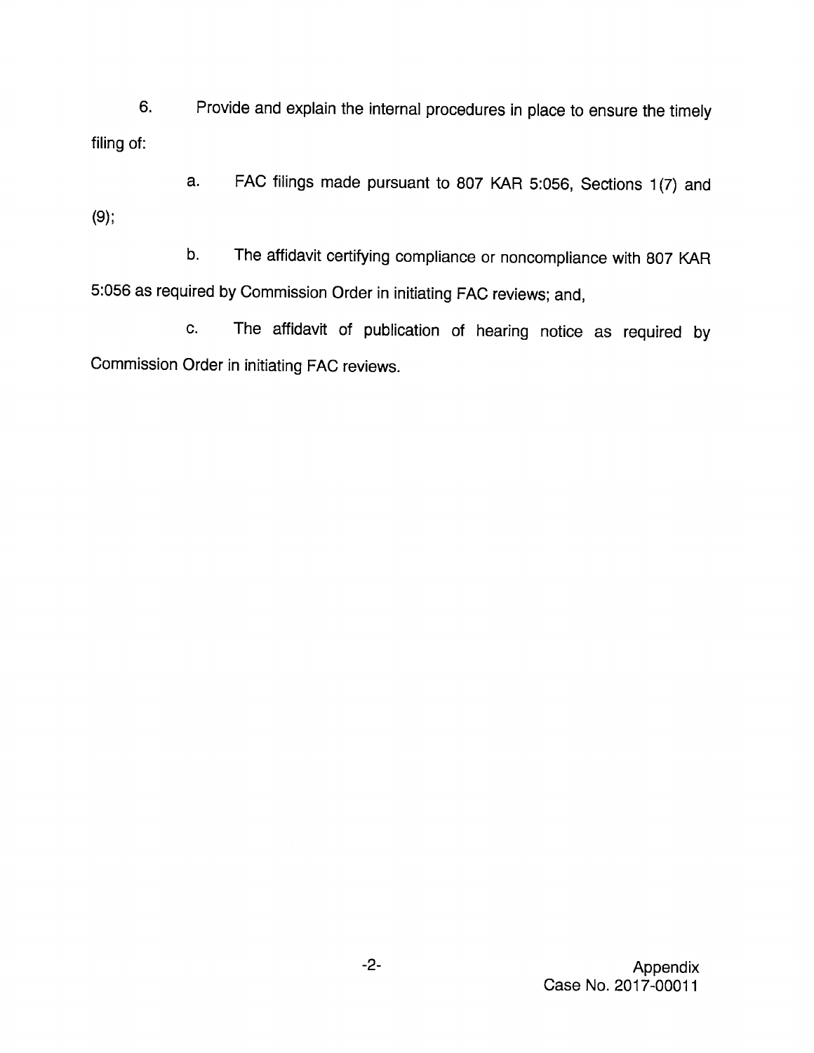6. Provide and explain the internal procedures in place to ensure the timely filing of:

   a. FAC filings made pursuant to 807 KAR 5:056, Sections 1(7) and (9);

   b. The affidavit certifying compliance or noncompliance with 807 KAR 5:056 as required by Commission Order in initiating FAC reviews; and,

   c. The affidavit of publication of hearing notice as required by Commission Order in initiating FAC reviews.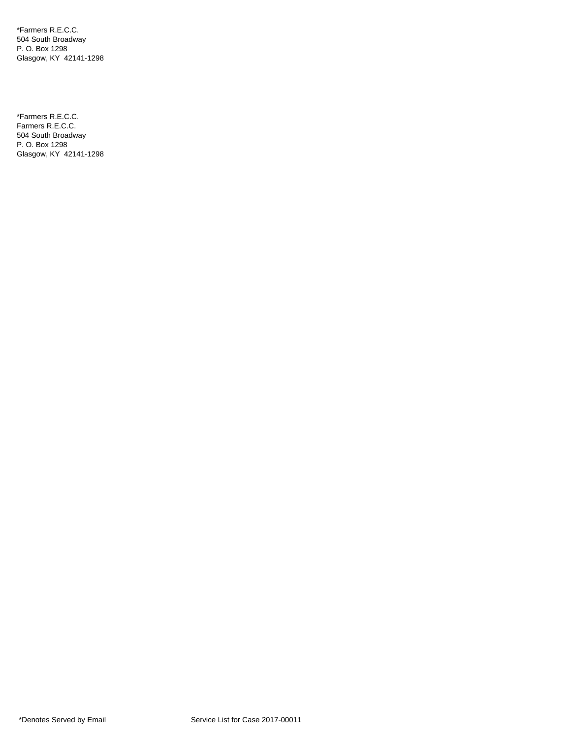*Farmers R.E.C.C.
504 South Broadway
P. O. Box 1298
Glasgow, KY 42141-1298

*Farmers R.E.C.C.
Farmers R.E.C.C.
504 South Broadway
P. O. Box 1298
Glasgow, KY 42141-1298

*Denotes Served by Email

Service List for Case 2017-00011